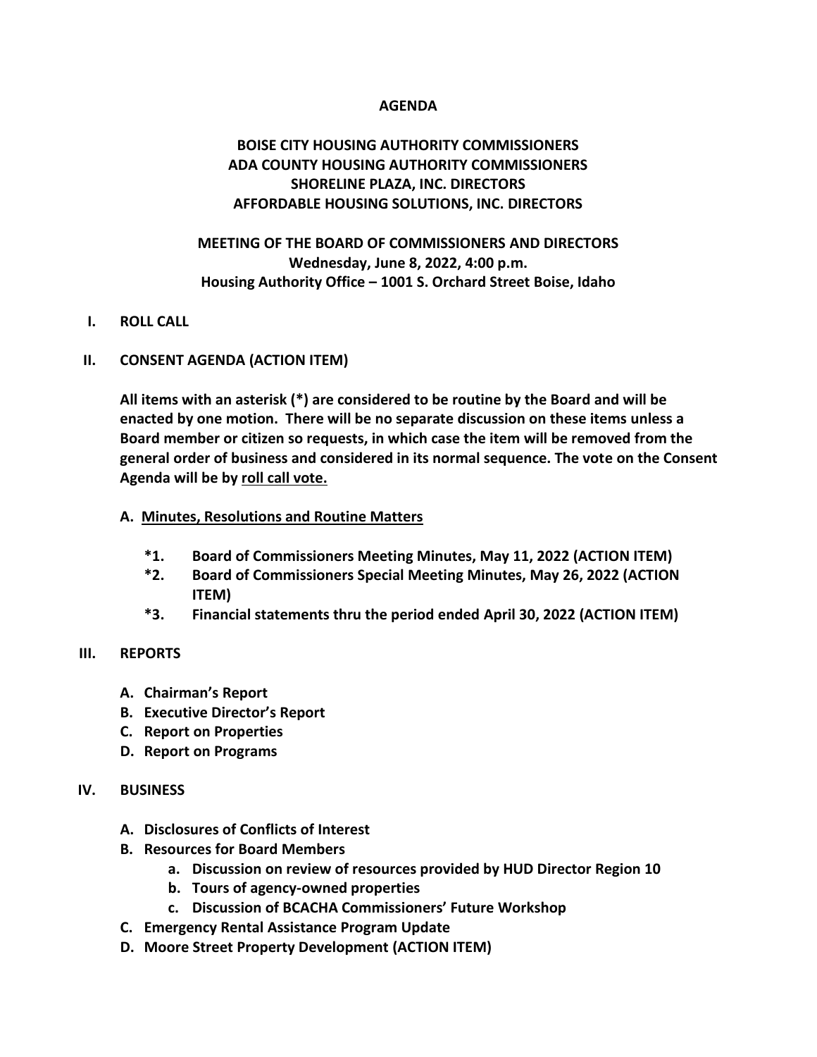# AGENDA

## BOISE CITY HOUSING AUTHORITY COMMISSIONERS
## ADA COUNTY HOUSING AUTHORITY COMMISSIONERS
## SHORELINE PLAZA, INC. DIRECTORS
## AFFORDABLE HOUSING SOLUTIONS, INC. DIRECTORS

**MEETING OF THE BOARD OF COMMISSIONERS AND DIRECTORS**
**Wednesday, June 8, 2022, 4:00 p.m.**
**Housing Authority Office – 1001 S. Orchard Street Boise, Idaho**

**I. ROLL CALL**

**II. CONSENT AGENDA (ACTION ITEM)**

**All items with an asterisk (*) are considered to be routine by the Board and will be enacted by one motion. There will be no separate discussion on these items unless a Board member or citizen so requests, in which case the item will be removed from the general order of business and considered in its normal sequence. The vote on the Consent Agenda will be by <u>roll call vote.</u>**

**A. <u>Minutes, Resolutions and Routine Matters</u>**

- **\*1. Board of Commissioners Meeting Minutes, May 11, 2022 (ACTION ITEM)**
- **\*2. Board of Commissioners Special Meeting Minutes, May 26, 2022 (ACTION ITEM)**
- **\*3. Financial statements thru the period ended April 30, 2022 (ACTION ITEM)**

**III. REPORTS**

- **A. Chairman's Report**
- **B. Executive Director's Report**
- **C. Report on Properties**
- **D. Report on Programs**

**IV. BUSINESS**

- **A. Disclosures of Conflicts of Interest**
- **B. Resources for Board Members**
  - **a. Discussion on review of resources provided by HUD Director Region 10**
  - **b. Tours of agency-owned properties**
  - **c. Discussion of BCACHA Commissioners' Future Workshop**
- **C. Emergency Rental Assistance Program Update**
- **D. Moore Street Property Development (ACTION ITEM)**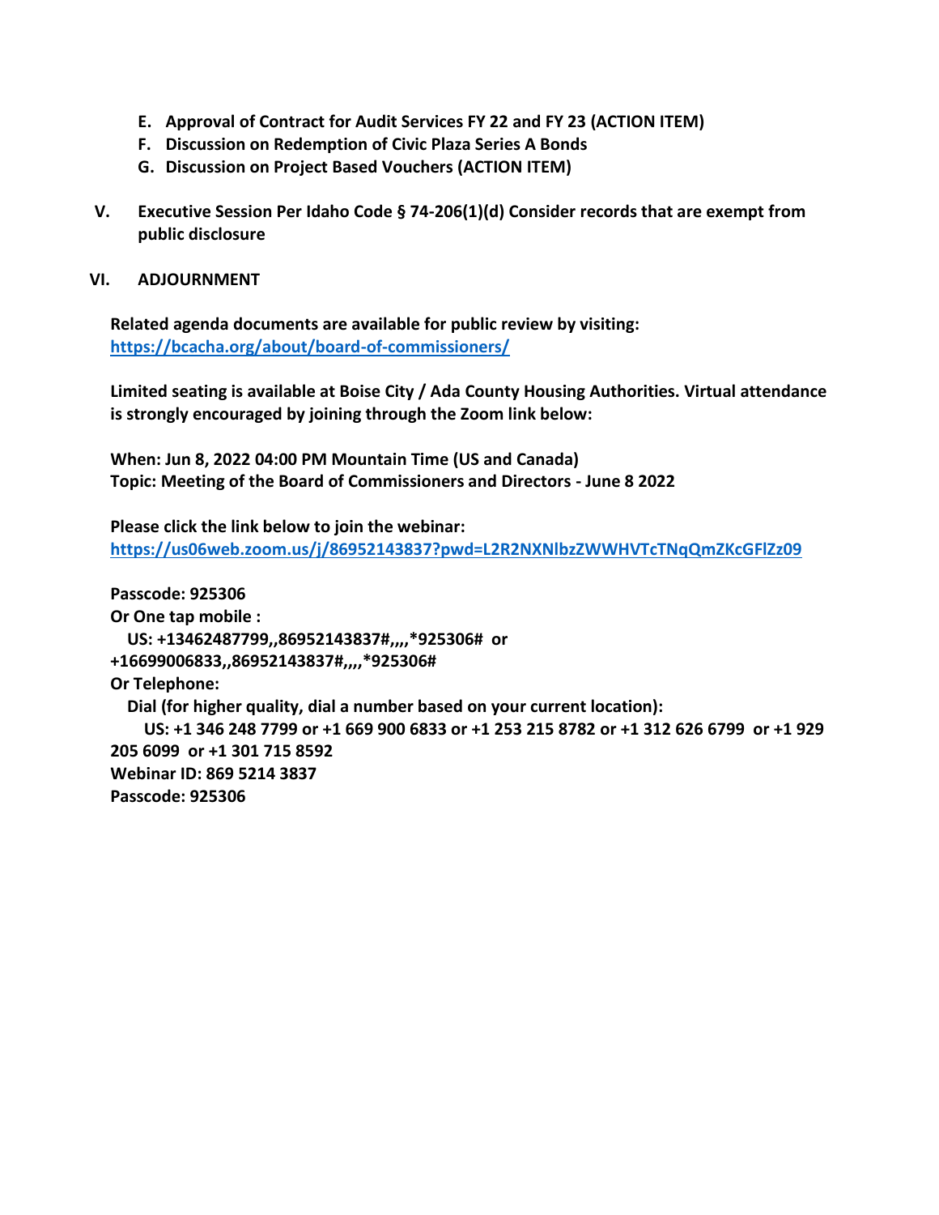E. **Approval of Contract for Audit Services FY 22 and FY 23 (ACTION ITEM)**
F. **Discussion on Redemption of Civic Plaza Series A Bonds**
G. **Discussion on Project Based Vouchers (ACTION ITEM)**

**V. Executive Session Per Idaho Code § 74-206(1)(d) Consider records that are exempt from public disclosure**

**VI. ADJOURNMENT**

**Related agenda documents are available for public review by visiting:**
**https://bcacha.org/about/board-of-commissioners/**

**Limited seating is available at Boise City / Ada County Housing Authorities. Virtual attendance is strongly encouraged by joining through the Zoom link below:**

**When: Jun 8, 2022 04:00 PM Mountain Time (US and Canada)**
**Topic: Meeting of the Board of Commissioners and Directors - June 8 2022**

**Please click the link below to join the webinar:**
**https://us06web.zoom.us/j/86952143837?pwd=L2R2NXNlbzZWWHVTcTNqQmZKcGFlZz09**

**Passcode: 925306**
**Or One tap mobile :**
**US: +13462487799,,86952143837#,,,,*925306# or +16699006833,,86952143837#,,,,*925306#**
**Or Telephone:**
**Dial (for higher quality, dial a number based on your current location):**
**US: +1 346 248 7799 or +1 669 900 6833 or +1 253 215 8782 or +1 312 626 6799 or +1 929 205 6099 or +1 301 715 8592**
**Webinar ID: 869 5214 3837**
**Passcode: 925306**